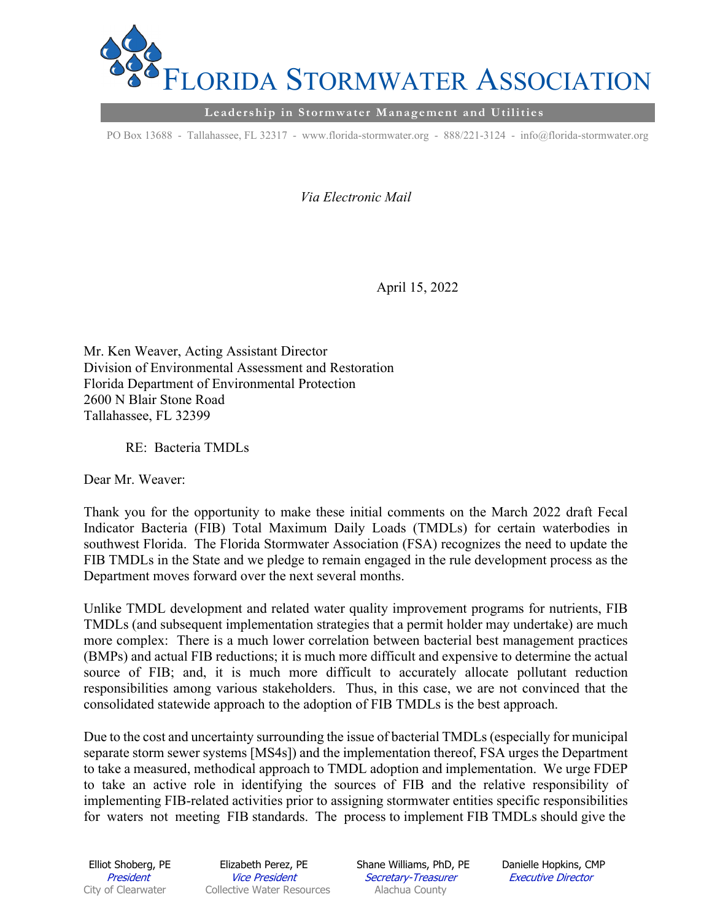# FLORIDA STORMWATER ASSOCIATION

**Leadership in Stormwater Management and Utilities**

PO Box 13688 - Tallahassee, FL 32317 - www.florida-stormwater.org - 888/221-3124 - info@florida-stormwater.org

*Via Electronic Mail*

April 15, 2022

Mr. Ken Weaver, Acting Assistant Director
Division of Environmental Assessment and Restoration
Florida Department of Environmental Protection
2600 N Blair Stone Road
Tallahassee, FL 32399

RE: Bacteria TMDLs

Dear Mr. Weaver:

Thank you for the opportunity to make these initial comments on the March 2022 draft Fecal Indicator Bacteria (FIB) Total Maximum Daily Loads (TMDLs) for certain waterbodies in southwest Florida. The Florida Stormwater Association (FSA) recognizes the need to update the FIB TMDLs in the State and we pledge to remain engaged in the rule development process as the Department moves forward over the next several months.

Unlike TMDL development and related water quality improvement programs for nutrients, FIB TMDLs (and subsequent implementation strategies that a permit holder may undertake) are much more complex: There is a much lower correlation between bacterial best management practices (BMPs) and actual FIB reductions; it is much more difficult and expensive to determine the actual source of FIB; and, it is much more difficult to accurately allocate pollutant reduction responsibilities among various stakeholders. Thus, in this case, we are not convinced that the consolidated statewide approach to the adoption of FIB TMDLs is the best approach.

Due to the cost and uncertainty surrounding the issue of bacterial TMDLs (especially for municipal separate storm sewer systems [MS4s]) and the implementation thereof, FSA urges the Department to take a measured, methodical approach to TMDL adoption and implementation. We urge FDEP to take an active role in identifying the sources of FIB and the relative responsibility of implementing FIB-related activities prior to assigning stormwater entities specific responsibilities for waters not meeting FIB standards. The process to implement FIB TMDLs should give the

| Elliot Shoberg, PE | Elizabeth Perez, PE | Shane Williams, PhD, PE | Danielle Hopkins, CMP |
|---|---|---|---|
| *President* | *Vice President* | *Secretary-Treasurer* | *Executive Director* |
| City of Clearwater | Collective Water Resources | Alachua County | |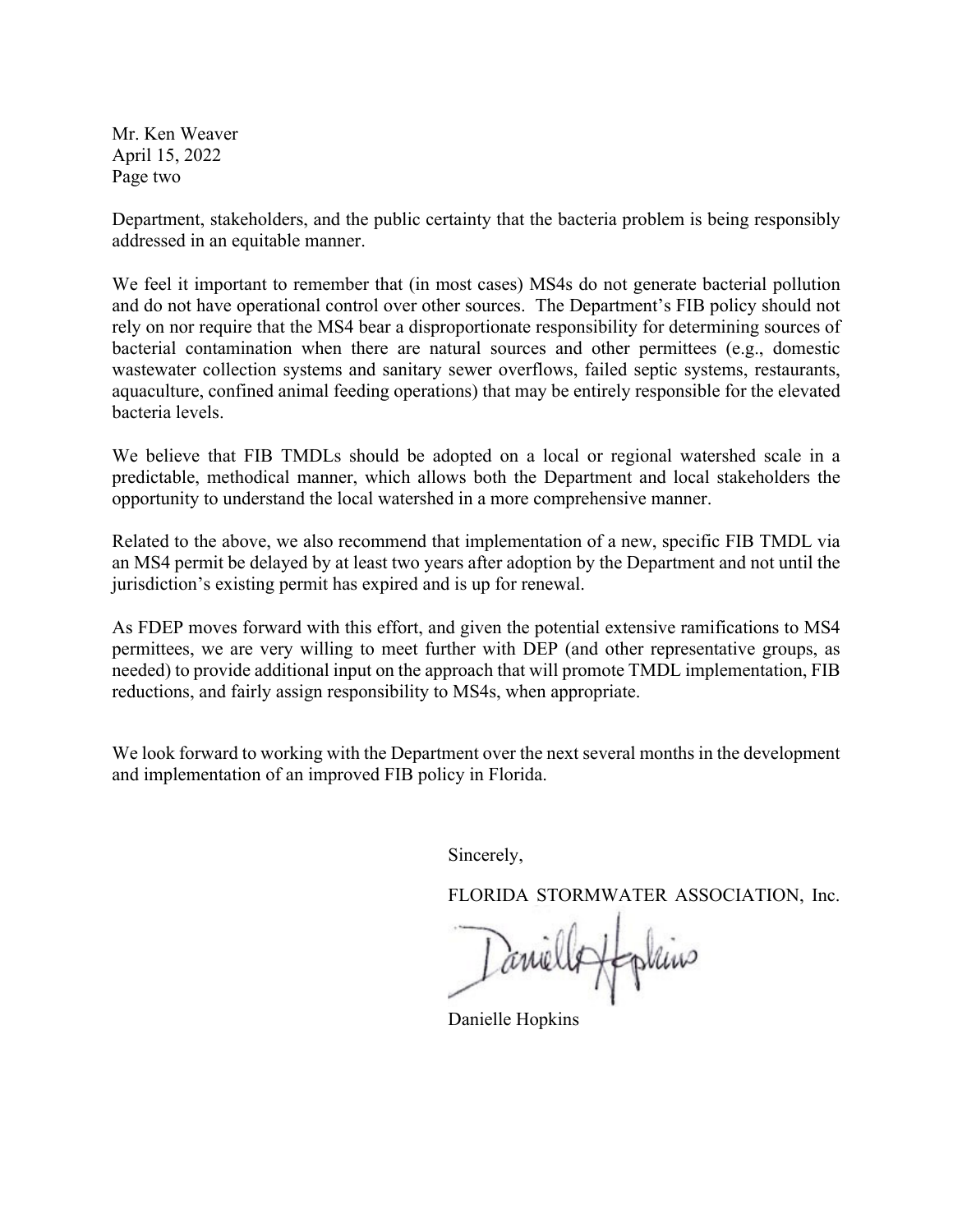Mr. Ken Weaver
April 15, 2022
Page two

Department, stakeholders, and the public certainty that the bacteria problem is being responsibly addressed in an equitable manner.

We feel it important to remember that (in most cases) MS4s do not generate bacterial pollution and do not have operational control over other sources. The Department's FIB policy should not rely on nor require that the MS4 bear a disproportionate responsibility for determining sources of bacterial contamination when there are natural sources and other permittees (e.g., domestic wastewater collection systems and sanitary sewer overflows, failed septic systems, restaurants, aquaculture, confined animal feeding operations) that may be entirely responsible for the elevated bacteria levels.

We believe that FIB TMDLs should be adopted on a local or regional watershed scale in a predictable, methodical manner, which allows both the Department and local stakeholders the opportunity to understand the local watershed in a more comprehensive manner.

Related to the above, we also recommend that implementation of a new, specific FIB TMDL via an MS4 permit be delayed by at least two years after adoption by the Department and not until the jurisdiction's existing permit has expired and is up for renewal.

As FDEP moves forward with this effort, and given the potential extensive ramifications to MS4 permittees, we are very willing to meet further with DEP (and other representative groups, as needed) to provide additional input on the approach that will promote TMDL implementation, FIB reductions, and fairly assign responsibility to MS4s, when appropriate.

We look forward to working with the Department over the next several months in the development and implementation of an improved FIB policy in Florida.

Sincerely,

FLORIDA STORMWATER ASSOCIATION, Inc.

Danielle Hopkins